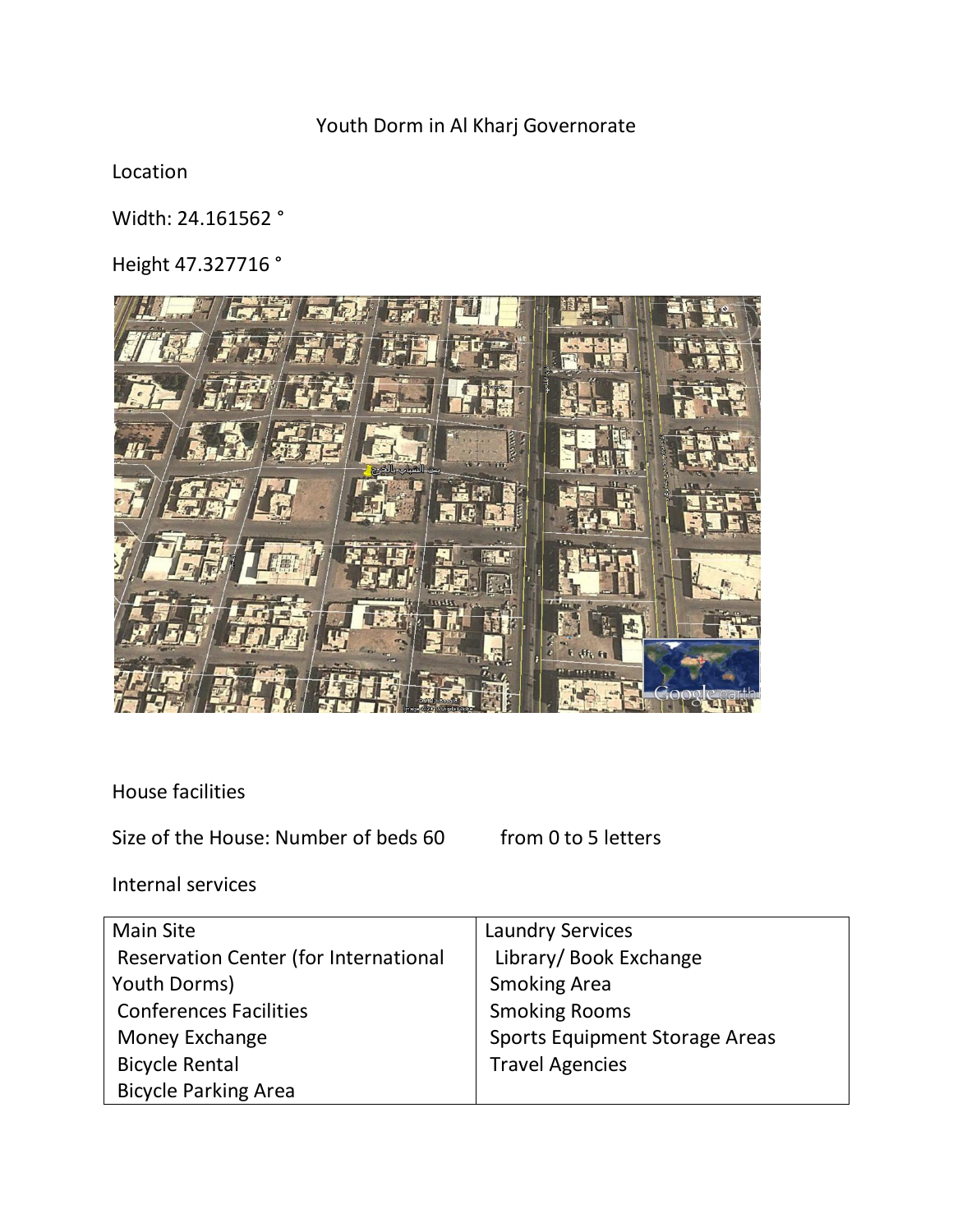# Youth Dorm in Al Kharj Governorate

Location

Width: 24.161562 °

Height 47.327716 °

House facilities

Size of the House: Number of beds 60 from 0 to 5 letters

Internal services

| | |
|---|---|
| Main Site<br>Reservation Center (for International Youth Dorms)<br>Conferences Facilities<br>Money Exchange<br>Bicycle Rental<br>Bicycle Parking Area | Laundry Services<br>Library/ Book Exchange<br>Smoking Area<br>Smoking Rooms<br>Sports Equipment Storage Areas<br>Travel Agencies |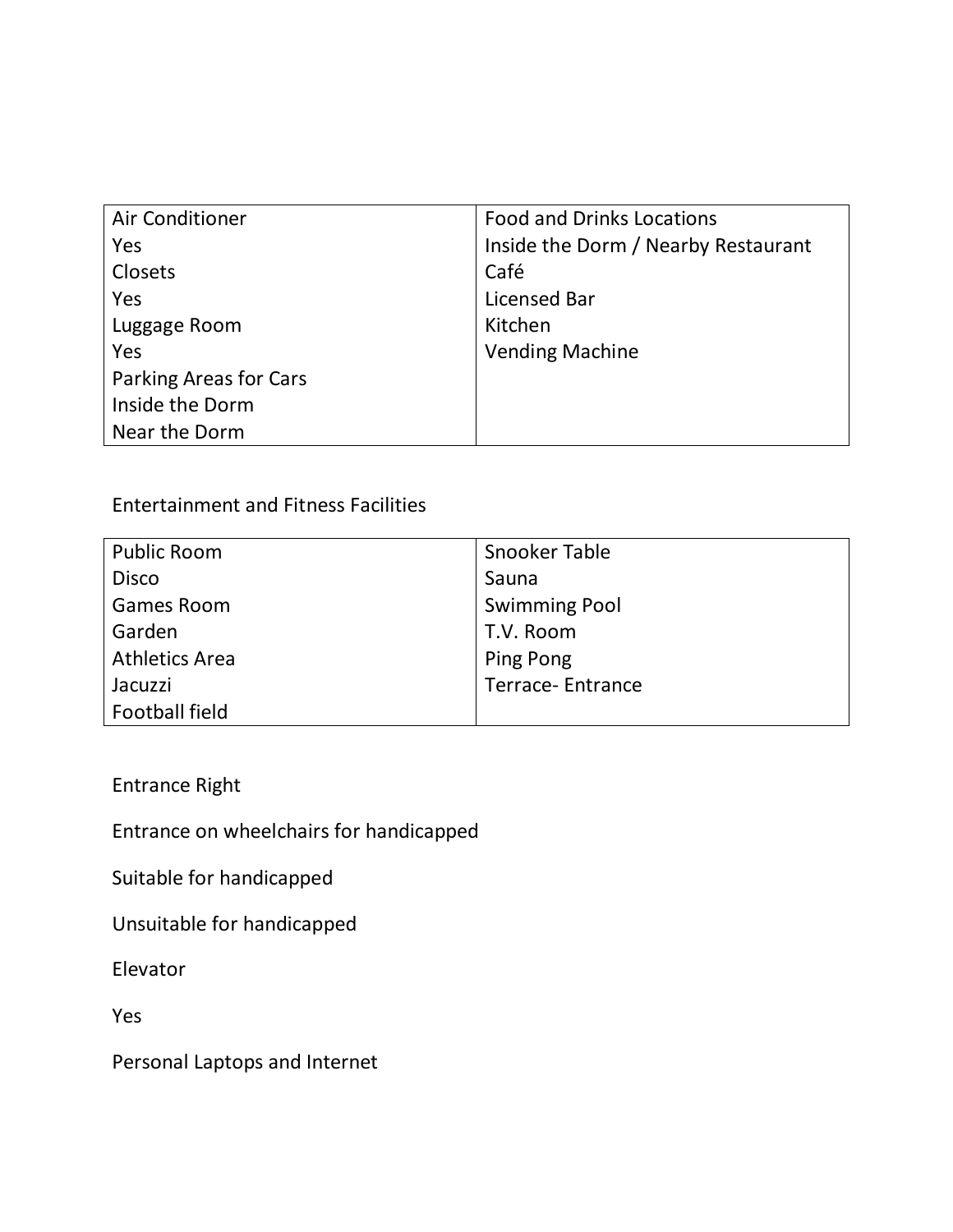| | |
|---|---|
| Air Conditioner<br>Yes<br>Closets<br>Yes<br>Luggage Room<br>Yes<br>Parking Areas for Cars<br>Inside the Dorm<br>Near the Dorm | Food and Drinks Locations<br>Inside the Dorm / Nearby Restaurant<br>Café<br>Licensed Bar<br>Kitchen<br>Vending Machine |

Entertainment and Fitness Facilities

| | |
|---|---|
| Public Room<br>Disco<br>Games Room<br>Garden<br>Athletics Area<br>Jacuzzi<br>Football field | Snooker Table<br>Sauna<br>Swimming Pool<br>T.V. Room<br>Ping Pong<br>Terrace- Entrance |

Entrance Right

Entrance on wheelchairs for handicapped

Suitable for handicapped

Unsuitable for handicapped

Elevator

Yes

Personal Laptops and Internet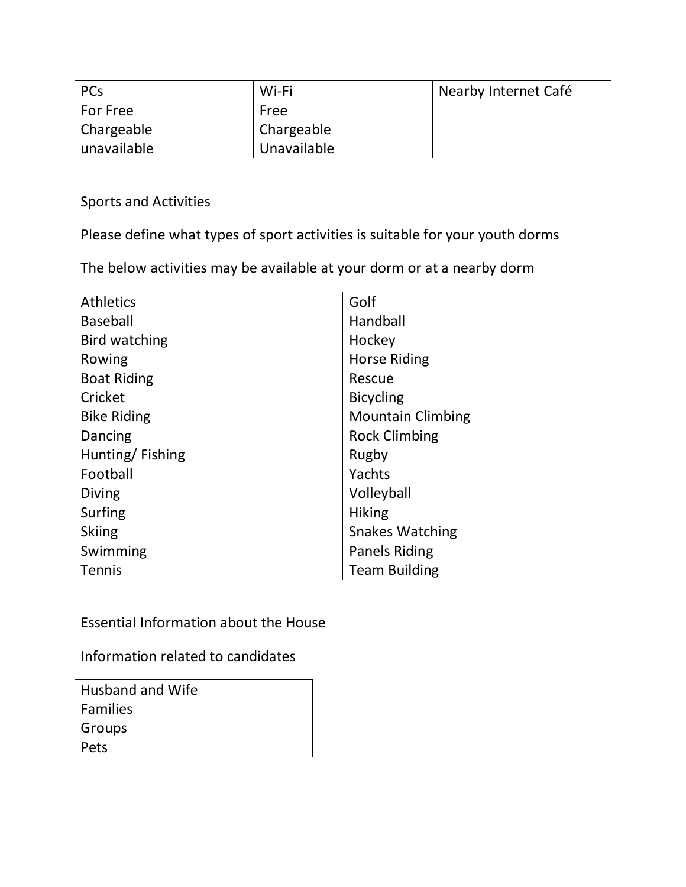| PCs | Wi-Fi | Nearby Internet Café |
|---|---|---|
| For Free | Free | |
| Chargeable | Chargeable | |
| unavailable | Unavailable | |

Sports and Activities

Please define what types of sport activities is suitable for your youth dorms

The below activities may be available at your dorm or at a nearby dorm

| | |
|---|---|
| Athletics | Golf |
| Baseball | Handball |
| Bird watching | Hockey |
| Rowing | Horse Riding |
| Boat Riding | Rescue |
| Cricket | Bicycling |
| Bike Riding | Mountain Climbing |
| Dancing | Rock Climbing |
| Hunting/ Fishing | Rugby |
| Football | Yachts |
| Diving | Volleyball |
| Surfing | Hiking |
| Skiing | Snakes Watching |
| Swimming | Panels Riding |
| Tennis | Team Building |

Essential Information about the House

Information related to candidates

| |
|---|
| Husband and Wife |
| Families |
| Groups |
| Pets |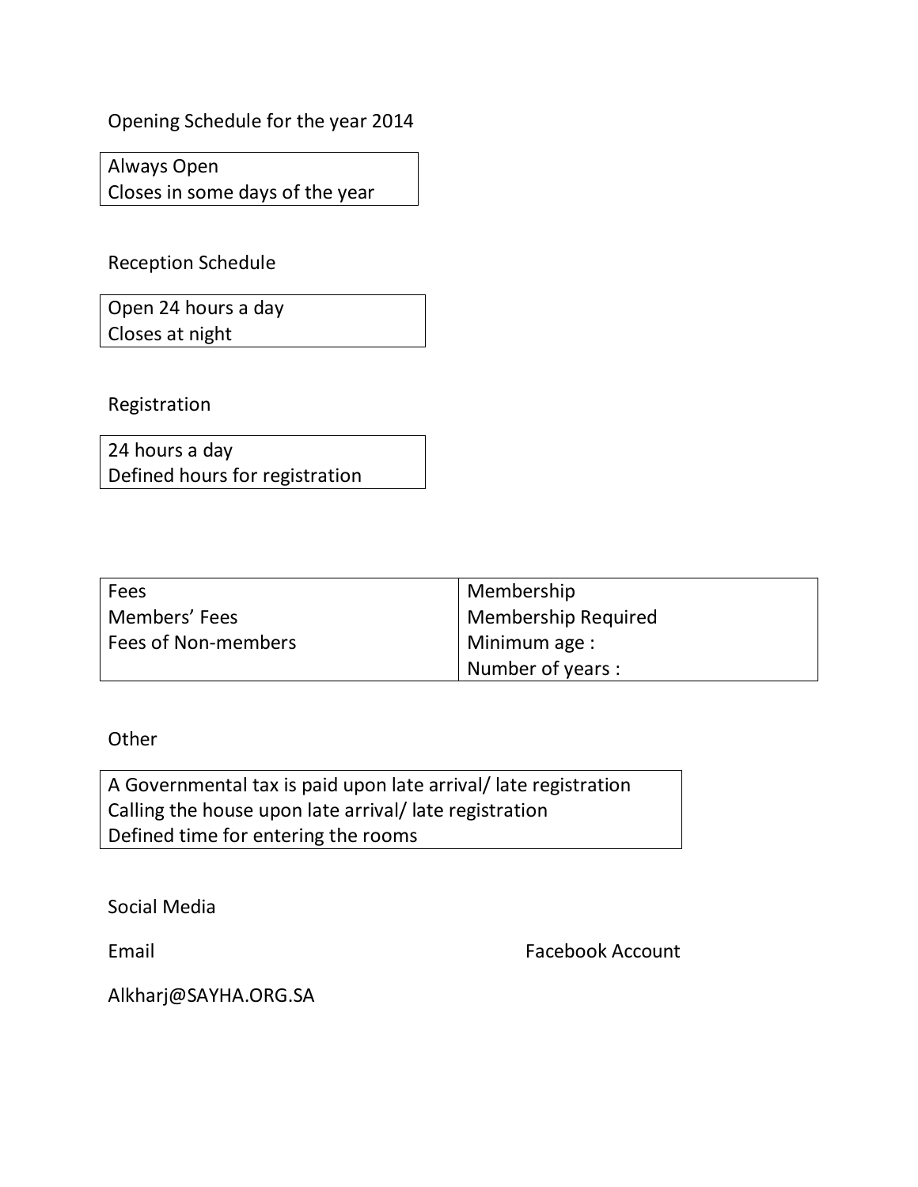Opening Schedule for the year 2014

| |
|---|
| Always Open |
| Closes in some days of the year |

Reception Schedule

| |
|---|
| Open 24 hours a day |
| Closes at night |

Registration

| |
|---|
| 24 hours a day |
| Defined hours for registration |

| | |
|---|---|
| Fees | Membership |
| Members' Fees | Membership Required |
| Fees of Non-members | Minimum age : |
| | Number of years : |

Other

| |
|---|
| A Governmental tax is paid upon late arrival/ late registration |
| Calling the house upon late arrival/ late registration |
| Defined time for entering the rooms |

Social Media

Email

Facebook Account

Alkharj@SAYHA.ORG.SA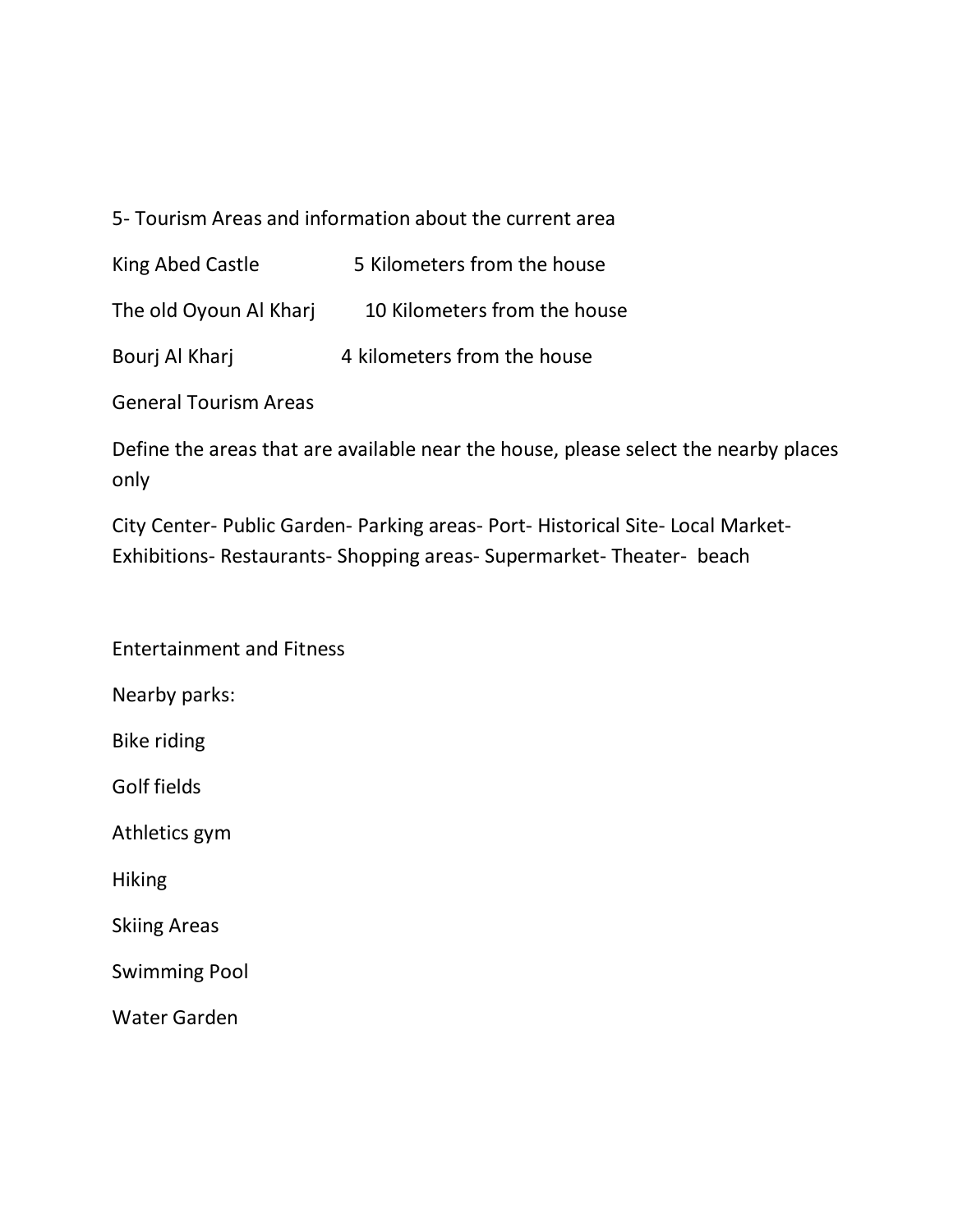5- Tourism Areas and information about the current area

| | |
|---|---|
| King Abed Castle | 5 Kilometers from the house |
| The old Oyoun Al Kharj | 10 Kilometers from the house |
| Bourj Al Kharj | 4 kilometers from the house |

General Tourism Areas

Define the areas that are available near the house, please select the nearby places only

City Center- Public Garden- Parking areas- Port- Historical Site- Local Market- Exhibitions- Restaurants- Shopping areas- Supermarket- Theater- beach

Entertainment and Fitness

Nearby parks:

Bike riding

Golf fields

Athletics gym

Hiking

Skiing Areas

Swimming Pool

Water Garden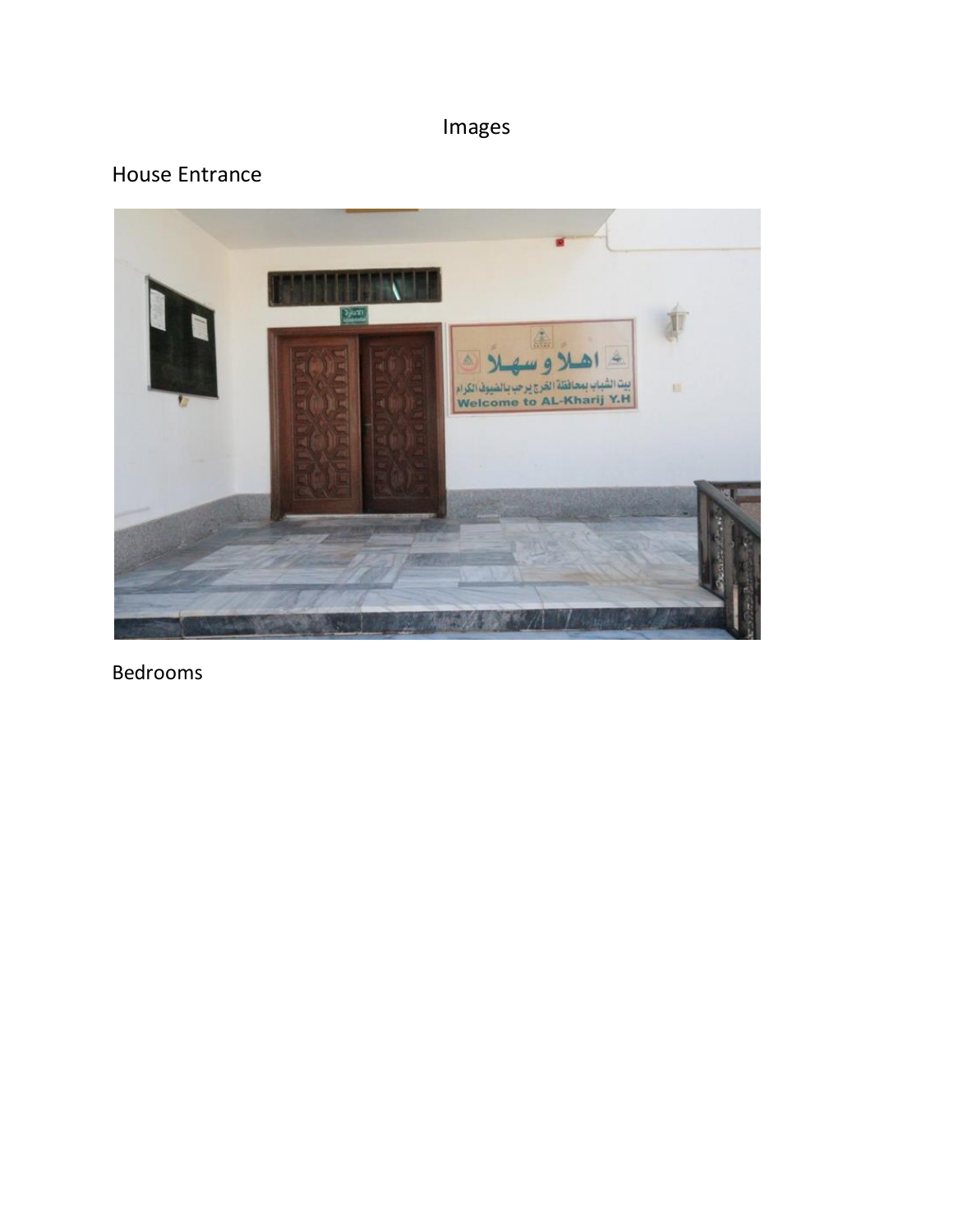# Images

## House Entrance

## Bedrooms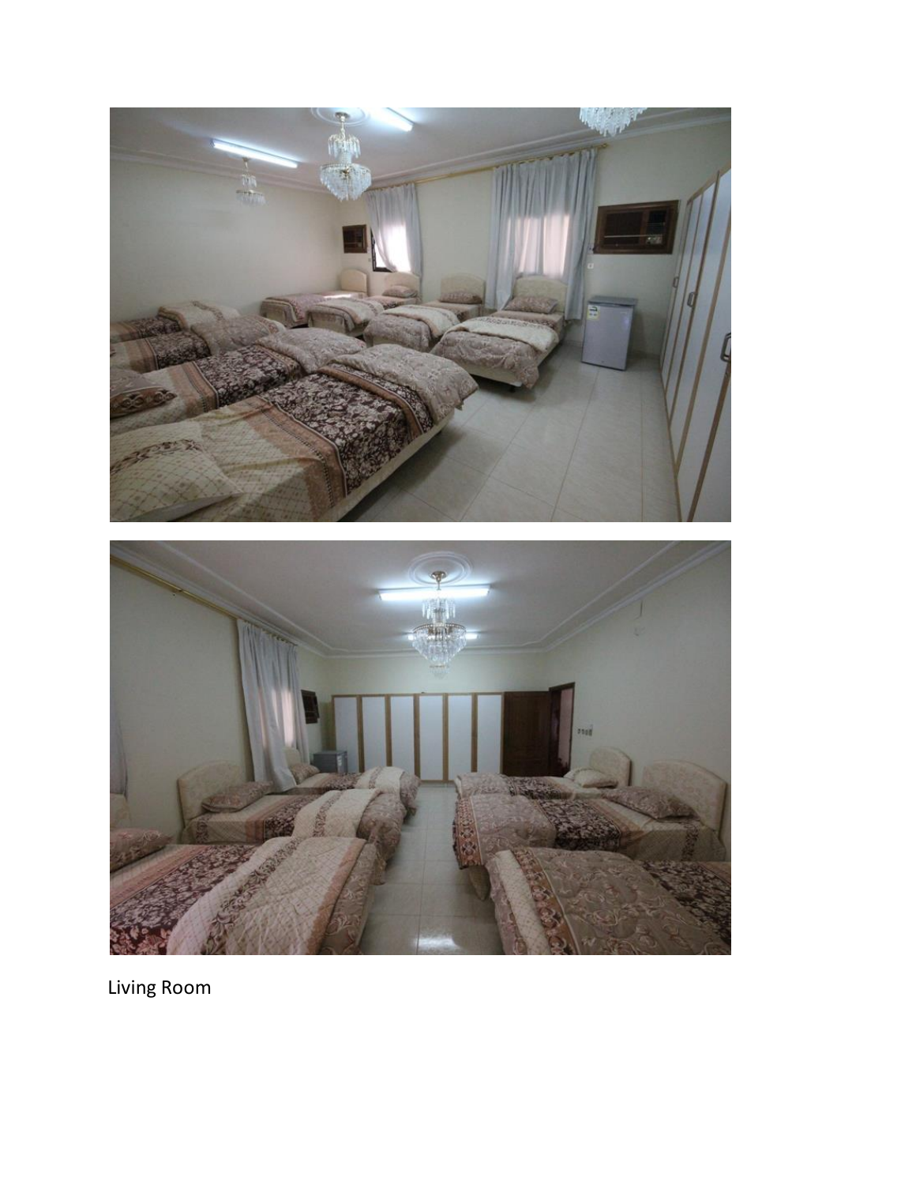Living Room